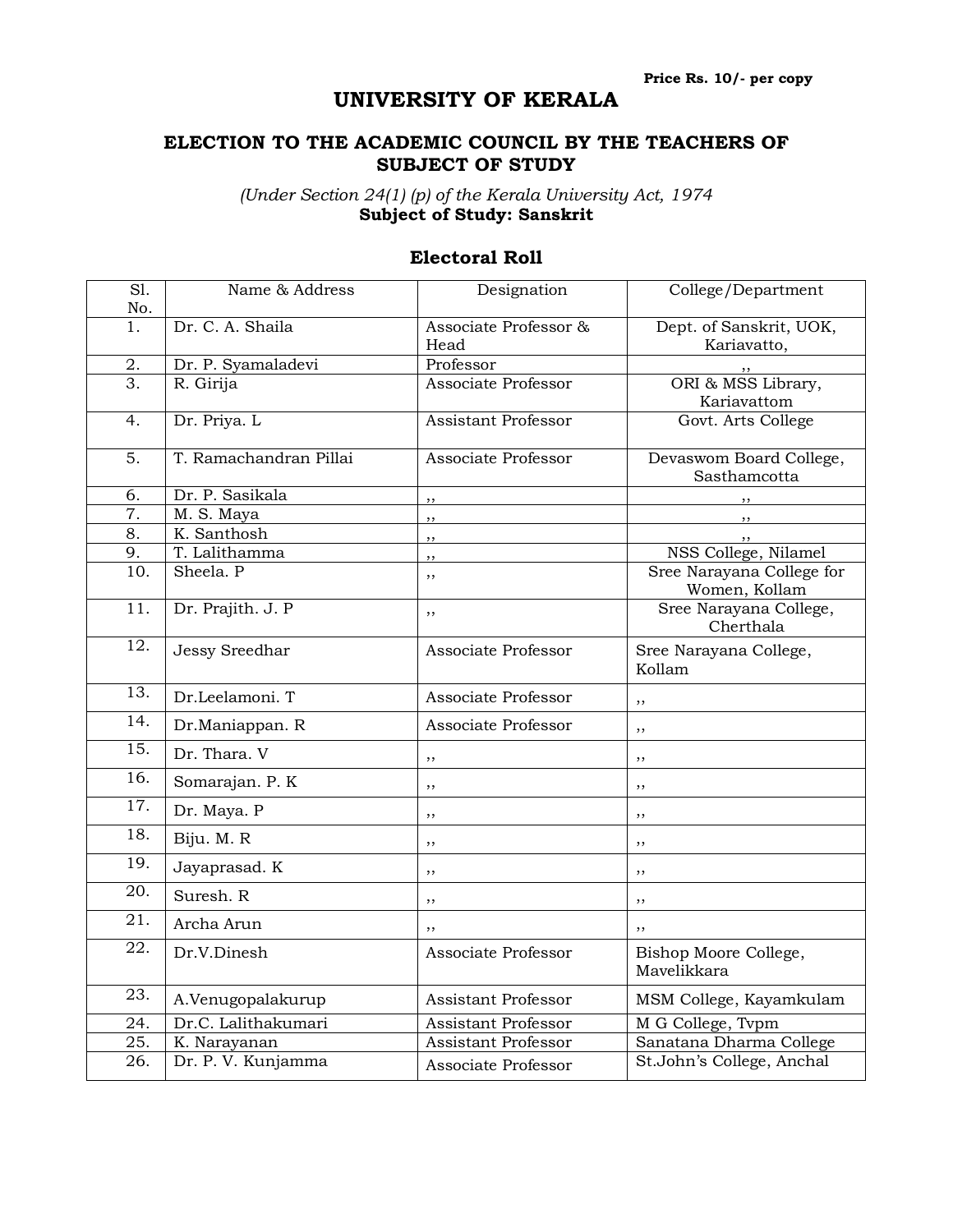Price Rs. 10/- per copy

# UNIVERSITY OF KERALA

## ELECTION TO THE ACADEMIC COUNCIL BY THE TEACHERS OF SUBJECT OF STUDY

*(Under Section 24(1) (p) of the Kerala University Act, 1974*
**Subject of Study: Sanskrit**

### Electoral Roll

| Sl. No. | Name & Address | Designation | College/Department |
|---|---|---|---|
| 1. | Dr. C. A. Shaila | Associate Professor & Head | Dept. of Sanskrit, UOK, Kariavatto, |
| 2. | Dr. P. Syamaladevi | Professor | ,, |
| 3. | R. Girija | Associate Professor | ORI & MSS Library, Kariavattom |
| 4. | Dr. Priya. L | Assistant Professor | Govt. Arts College |
| 5. | T. Ramachandran Pillai | Associate Professor | Devaswom Board College, Sasthamcotta |
| 6. | Dr. P. Sasikala | ,, | ,, |
| 7. | M. S. Maya | ,, | ,, |
| 8. | K. Santhosh | ,, | ,, |
| 9. | T. Lalithamma | ,, | NSS College, Nilamel |
| 10. | Sheela. P | ,, | Sree Narayana College for Women, Kollam |
| 11. | Dr. Prajith. J. P | ,, | Sree Narayana College, Cherthala |
| 12. | Jessy Sreedhar | Associate Professor | Sree Narayana College, Kollam |
| 13. | Dr.Leelamoni. T | Associate Professor | ,, |
| 14. | Dr.Maniappan. R | Associate Professor | ,, |
| 15. | Dr. Thara. V | ,, | ,, |
| 16. | Somarajan. P. K | ,, | ,, |
| 17. | Dr. Maya. P | ,, | ,, |
| 18. | Biju. M. R | ,, | ,, |
| 19. | Jayaprasad. K | ,, | ,, |
| 20. | Suresh. R | ,, | ,, |
| 21. | Archa Arun | ,, | ,, |
| 22. | Dr.V.Dinesh | Associate Professor | Bishop Moore College, Mavelikkara |
| 23. | A.Venugopalakurup | Assistant Professor | MSM College, Kayamkulam |
| 24. | Dr.C. Lalithakumari | Assistant Professor | M G College, Tvpm |
| 25. | K. Narayanan | Assistant Professor | Sanatana Dharma College |
| 26. | Dr. P. V. Kunjamma | Associate Professor | St.John's College, Anchal |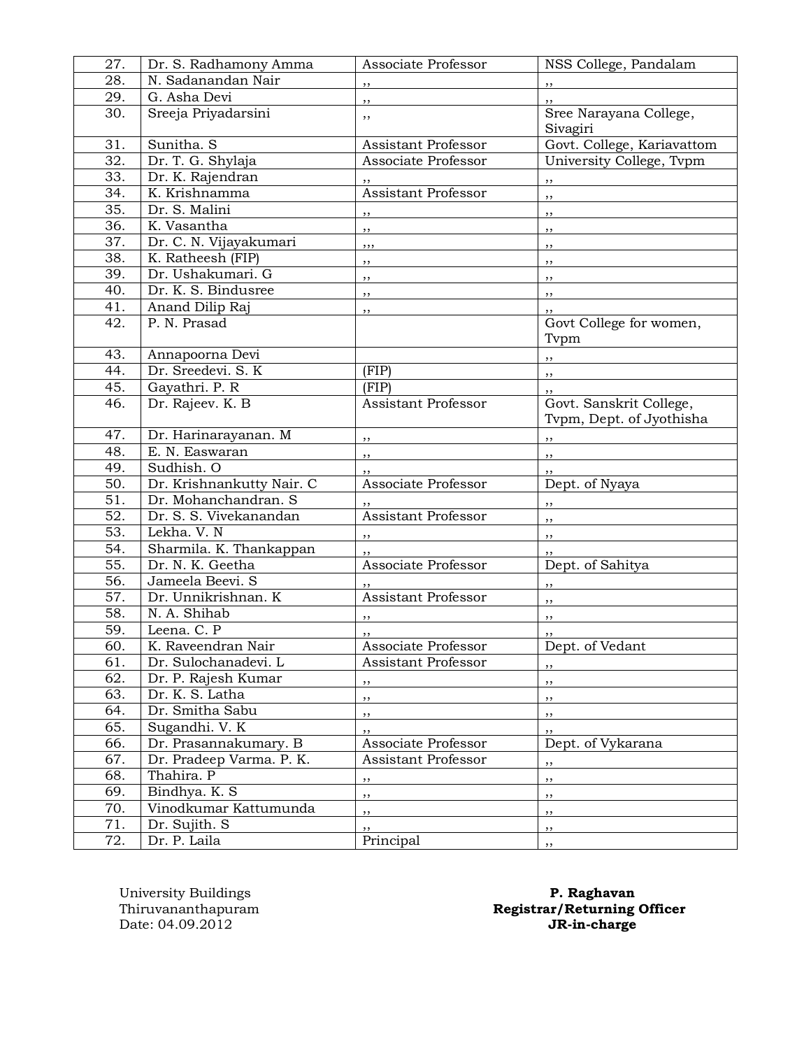| | | | |
|---|---|---|---|
| 27. | Dr. S. Radhamony Amma | Associate Professor | NSS College, Pandalam |
| 28. | N. Sadanandan Nair | ,, | ,, |
| 29. | G. Asha Devi | ,, | ,, |
| 30. | Sreeja Priyadarsini | ,, | Sree Narayana College, Sivagiri |
| 31. | Sunitha. S | Assistant Professor | Govt. College, Kariavattom |
| 32. | Dr. T. G. Shylaja | Associate Professor | University College, Tvpm |
| 33. | Dr. K. Rajendran | ,, | ,, |
| 34. | K. Krishnamma | Assistant Professor | ,, |
| 35. | Dr. S. Malini | ,, | ,, |
| 36. | K. Vasantha | ,, | ,, |
| 37. | Dr. C. N. Vijayakumari | ,,, | ,, |
| 38. | K. Ratheesh (FIP) | ,, | ,, |
| 39. | Dr. Ushakumari. G | ,, | ,, |
| 40. | Dr. K. S. Bindusree | ,, | ,, |
| 41. | Anand Dilip Raj | ,, | ,, |
| 42. | P. N. Prasad | | Govt College for women, Tvpm |
| 43. | Annapoorna Devi | | ,, |
| 44. | Dr. Sreedevi. S. K | (FIP) | ,, |
| 45. | Gayathri. P. R | (FIP) | ,, |
| 46. | Dr. Rajeev. K. B | Assistant Professor | Govt. Sanskrit College, Tvpm, Dept. of Jyothisha |
| 47. | Dr. Harinarayanan. M | ,, | ,, |
| 48. | E. N. Easwaran | ,, | ,, |
| 49. | Sudhish. O | ,, | ,, |
| 50. | Dr. Krishnankutty Nair. C | Associate Professor | Dept. of Nyaya |
| 51. | Dr. Mohanchandran. S | ,, | ,, |
| 52. | Dr. S. S. Vivekanandan | Assistant Professor | ,, |
| 53. | Lekha. V. N | ,, | ,, |
| 54. | Sharmila. K. Thankappan | ,, | ,, |
| 55. | Dr. N. K. Geetha | Associate Professor | Dept. of Sahitya |
| 56. | Jameela Beevi. S | ,, | ,, |
| 57. | Dr. Unnikrishnan. K | Assistant Professor | ,, |
| 58. | N. A. Shihab | ,, | ,, |
| 59. | Leena. C. P | ,, | ,, |
| 60. | K. Raveendran Nair | Associate Professor | Dept. of Vedant |
| 61. | Dr. Sulochanadevi. L | Assistant Professor | ,, |
| 62. | Dr. P. Rajesh Kumar | ,, | ,, |
| 63. | Dr. K. S. Latha | ,, | ,, |
| 64. | Dr. Smitha Sabu | ,, | ,, |
| 65. | Sugandhi. V. K | ,, | ,, |
| 66. | Dr. Prasannakumary. B | Associate Professor | Dept. of Vykarana |
| 67. | Dr. Pradeep Varma. P. K. | Assistant Professor | ,, |
| 68. | Thahira. P | ,, | ,, |
| 69. | Bindhya. K. S | ,, | ,, |
| 70. | Vinodkumar Kattumunda | ,, | ,, |
| 71. | Dr. Sujith. S | ,, | ,, |
| 72. | Dr. P. Laila | Principal | ,, |

University Buildings
Thiruvananthapuram
Date: 04.09.2012

**P. Raghavan**
**Registrar/Returning Officer**
**JR-in-charge**